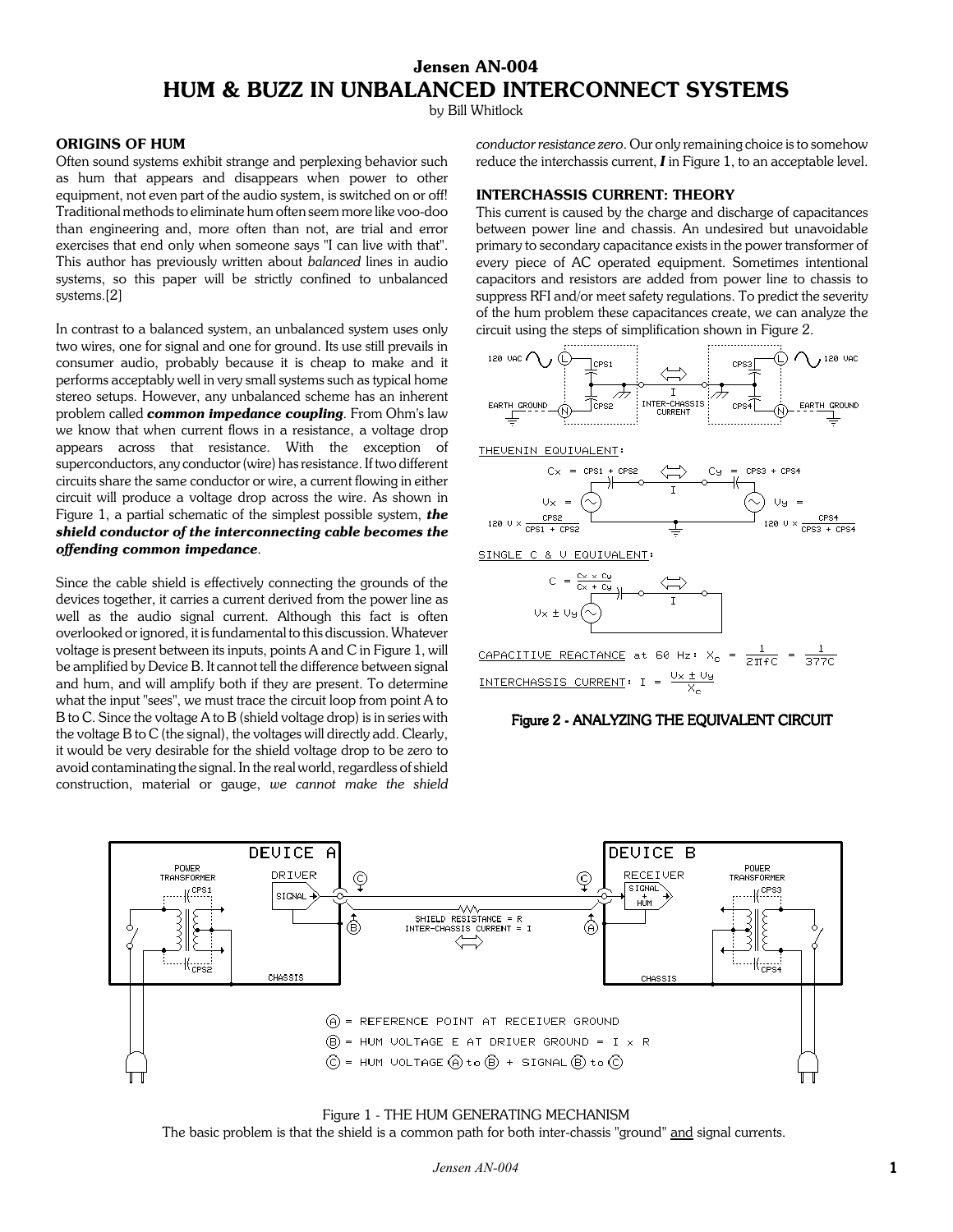# Jensen AN-004

# HUM & BUZZ IN UNBALANCED INTERCONNECT SYSTEMS

by Bill Whitlock

## ORIGINS OF HUM

Often sound systems exhibit strange and perplexing behavior such as hum that appears and disappears when power to other equipment, not even part of the audio system, is switched on or off! Traditional methods to eliminate hum often seem more like voo-doo than engineering and, more often than not, are trial and error exercises that end only when someone says "I can live with that". This author has previously written about *balanced* lines in audio systems, so this paper will be strictly confined to unbalanced systems.[2]

In contrast to a balanced system, an unbalanced system uses only two wires, one for signal and one for ground. Its use still prevails in consumer audio, probably because it is cheap to make and it performs acceptably well in very small systems such as typical home stereo setups. However, any unbalanced scheme has an inherent problem called ***common impedance coupling***. From Ohm's law we know that when current flows in a resistance, a voltage drop appears across that resistance. With the exception of superconductors, any conductor (wire) has resistance. If two different circuits share the same conductor or wire, a current flowing in either circuit will produce a voltage drop across the wire. As shown in Figure 1, a partial schematic of the simplest possible system, ***the shield conductor of the interconnecting cable becomes the offending common impedance***.

Since the cable shield is effectively connecting the grounds of the devices together, it carries a current derived from the power line as well as the audio signal current. Although this fact is often overlooked or ignored, it is fundamental to this discussion. Whatever voltage is present between its inputs, points A and C in Figure 1, will be amplified by Device B. It cannot tell the difference between signal and hum, and will amplify both if they are present. To determine what the input "sees", we must trace the circuit loop from point A to B to C. Since the voltage A to B (shield voltage drop) is in series with the voltage B to C (the signal), the voltages will directly add. Clearly, it would be very desirable for the shield voltage drop to be zero to avoid contaminating the signal. In the real world, regardless of shield construction, material or gauge, *we cannot make the shield conductor resistance zero*. Our only remaining choice is to somehow reduce the interchassis current, ***I*** in Figure 1, to an acceptable level.

## INTERCHASSIS CURRENT: THEORY

This current is caused by the charge and discharge of capacitances between power line and chassis. An undesired but unavoidable primary to secondary capacitance exists in the power transformer of every piece of AC operated equipment. Sometimes intentional capacitors and resistors are added from power line to chassis to suppress RFI and/or meet safety regulations. To predict the severity of the hum problem these capacitances create, we can analyze the circuit using the steps of simplification shown in Figure 2.

THEVENIN EQUIVALENT:

$C_x = CPS1 + CPS2$, $C_y = CPS3 + CPS4$

$V_x = 120\text{ V} \times \frac{CPS2}{CPS1 + CPS2}$, $V_y = 120\text{ V} \times \frac{CPS4}{CPS3 + CPS4}$

SINGLE C & V EQUIVALENT:

$$C = \frac{C_x \times C_y}{C_x + C_y}$$

CAPACITIVE REACTANCE at 60 Hz:

$$X_C = \frac{1}{2\pi f C} = \frac{1}{377C}$$

INTERCHASSIS CURRENT:

$$I = \frac{V_x \pm V_y}{X_C}$$

Figure 2 - ANALYZING THE EQUIVALENT CIRCUIT

Ⓐ = REFERENCE POINT AT RECEIVER GROUND

Ⓑ = HUM VOLTAGE E AT DRIVER GROUND = I × R

Ⓒ = HUM VOLTAGE Ⓐ to Ⓑ + SIGNAL Ⓑ to Ⓒ

Figure 1 - THE HUM GENERATING MECHANISM

The basic problem is that the shield is a common path for both inter-chassis "ground" and signal currents.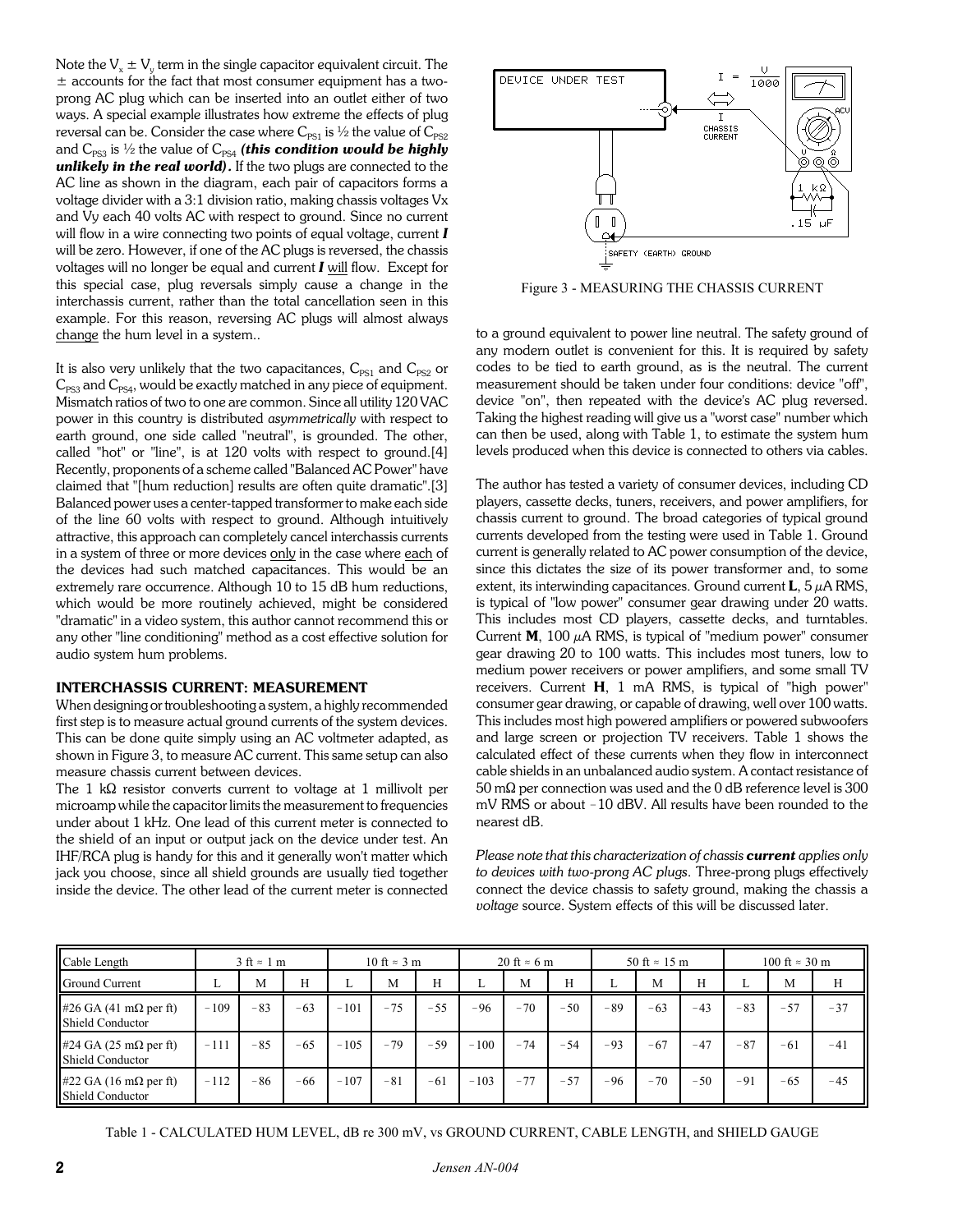Note the $V_x \pm V_y$ term in the single capacitor equivalent circuit. The $\pm$ accounts for the fact that most consumer equipment has a two-prong AC plug which can be inserted into an outlet either of two ways. A special example illustrates how extreme the effects of plug reversal can be. Consider the case where $C_{PS1}$ is ½ the value of $C_{PS2}$ and $C_{PS3}$ is ½ the value of $C_{PS4}$ ***(this condition would be highly unlikely in the real world).*** If the two plugs are connected to the AC line as shown in the diagram, each pair of capacitors forms a voltage divider with a 3:1 division ratio, making chassis voltages Vx and Vy each 40 volts AC with respect to ground. Since no current will flow in a wire connecting two points of equal voltage, current ***I*** will be zero. However, if one of the AC plugs is reversed, the chassis voltages will no longer be equal and current ***I*** will flow. Except for this special case, plug reversals simply cause a change in the interchassis current, rather than the total cancellation seen in this example. For this reason, reversing AC plugs will almost always change the hum level in a system..

It is also very unlikely that the two capacitances, $C_{PS1}$ and $C_{PS2}$ or $C_{PS3}$ and $C_{PS4}$, would be exactly matched in any piece of equipment. Mismatch ratios of two to one are common. Since all utility 120 VAC power in this country is distributed *asymmetrically* with respect to earth ground, one side called "neutral", is grounded. The other, called "hot" or "line", is at 120 volts with respect to ground.[4] Recently, proponents of a scheme called "Balanced AC Power" have claimed that "[hum reduction] results are often quite dramatic".[3] Balanced power uses a center-tapped transformer to make each side of the line 60 volts with respect to ground. Although intuitively attractive, this approach can completely cancel interchassis currents in a system of three or more devices only in the case where each of the devices had such matched capacitances. This would be an extremely rare occurrence. Although 10 to 15 dB hum reductions, which would be more routinely achieved, might be considered "dramatic" in a video system, this author cannot recommend this or any other "line conditioning" method as a cost effective solution for audio system hum problems.

## INTERCHASSIS CURRENT: MEASUREMENT

When designing or troubleshooting a system, a highly recommended first step is to measure actual ground currents of the system devices. This can be done quite simply using an AC voltmeter adapted, as shown in Figure 3, to measure AC current. This same setup can also measure chassis current between devices.

The 1 kΩ resistor converts current to voltage at 1 millivolt per microamp while the capacitor limits the measurement to frequencies under about 1 kHz. One lead of this current meter is connected to the shield of an input or output jack on the device under test. An IHF/RCA plug is handy for this and it generally won't matter which jack you choose, since all shield grounds are usually tied together inside the device. The other lead of the current meter is connected to a ground equivalent to power line neutral. The safety ground of any modern outlet is convenient for this. It is required by safety codes to be tied to earth ground, as is the neutral. The current measurement should be taken under four conditions: device "off", device "on", then repeated with the device's AC plug reversed. Taking the highest reading will give us a "worst case" number which can then be used, along with Table 1, to estimate the system hum levels produced when this device is connected to others via cables.

Figure 3 - MEASURING THE CHASSIS CURRENT

The author has tested a variety of consumer devices, including CD players, cassette decks, tuners, receivers, and power amplifiers, for chassis current to ground. The broad categories of typical ground currents developed from the testing were used in Table 1. Ground current is generally related to AC power consumption of the device, since this dictates the size of its power transformer and, to some extent, its interwinding capacitances. Ground current **L**, 5 μA RMS, is typical of "low power" consumer gear drawing under 20 watts. This includes most CD players, cassette decks, and turntables. Current **M**, 100 μA RMS, is typical of "medium power" consumer gear drawing 20 to 100 watts. This includes most tuners, low to medium power receivers or power amplifiers, and some small TV receivers. Current **H**, 1 mA RMS, is typical of "high power" consumer gear drawing, or capable of drawing, well over 100 watts. This includes most high powered amplifiers or powered subwoofers and large screen or projection TV receivers. Table 1 shows the calculated effect of these currents when they flow in interconnect cable shields in an unbalanced audio system. A contact resistance of 50 mΩ per connection was used and the 0 dB reference level is 300 mV RMS or about −10 dBV. All results have been rounded to the nearest dB.

*Please note that this characterization of chassis* ***current*** *applies only to devices with two-prong AC plugs.* Three-prong plugs effectively connect the device chassis to safety ground, making the chassis a *voltage* source. System effects of this will be discussed later.

| Cable Length | 3 ft ≈ 1 m | | | 10 ft ≈ 3 m | | | 20 ft ≈ 6 m | | | 50 ft ≈ 15 m | | | 100 ft ≈ 30 m | | |
|---|---|---|---|---|---|---|---|---|---|---|---|---|---|---|---|
| Ground Current | L | M | H | L | M | H | L | M | H | L | M | H | L | M | H |
| #26 GA (41 mΩ per ft) Shield Conductor | −109 | −83 | −63 | −101 | −75 | −55 | −96 | −70 | −50 | −89 | −63 | −43 | −83 | −57 | −37 |
| #24 GA (25 mΩ per ft) Shield Conductor | −111 | −85 | −65 | −105 | −79 | −59 | −100 | −74 | −54 | −93 | −67 | −47 | −87 | −61 | −41 |
| #22 GA (16 mΩ per ft) Shield Conductor | −112 | −86 | −66 | −107 | −81 | −61 | −103 | −77 | −57 | −96 | −70 | −50 | −91 | −65 | −45 |

Table 1 - CALCULATED HUM LEVEL, dB re 300 mV, vs GROUND CURRENT, CABLE LENGTH, and SHIELD GAUGE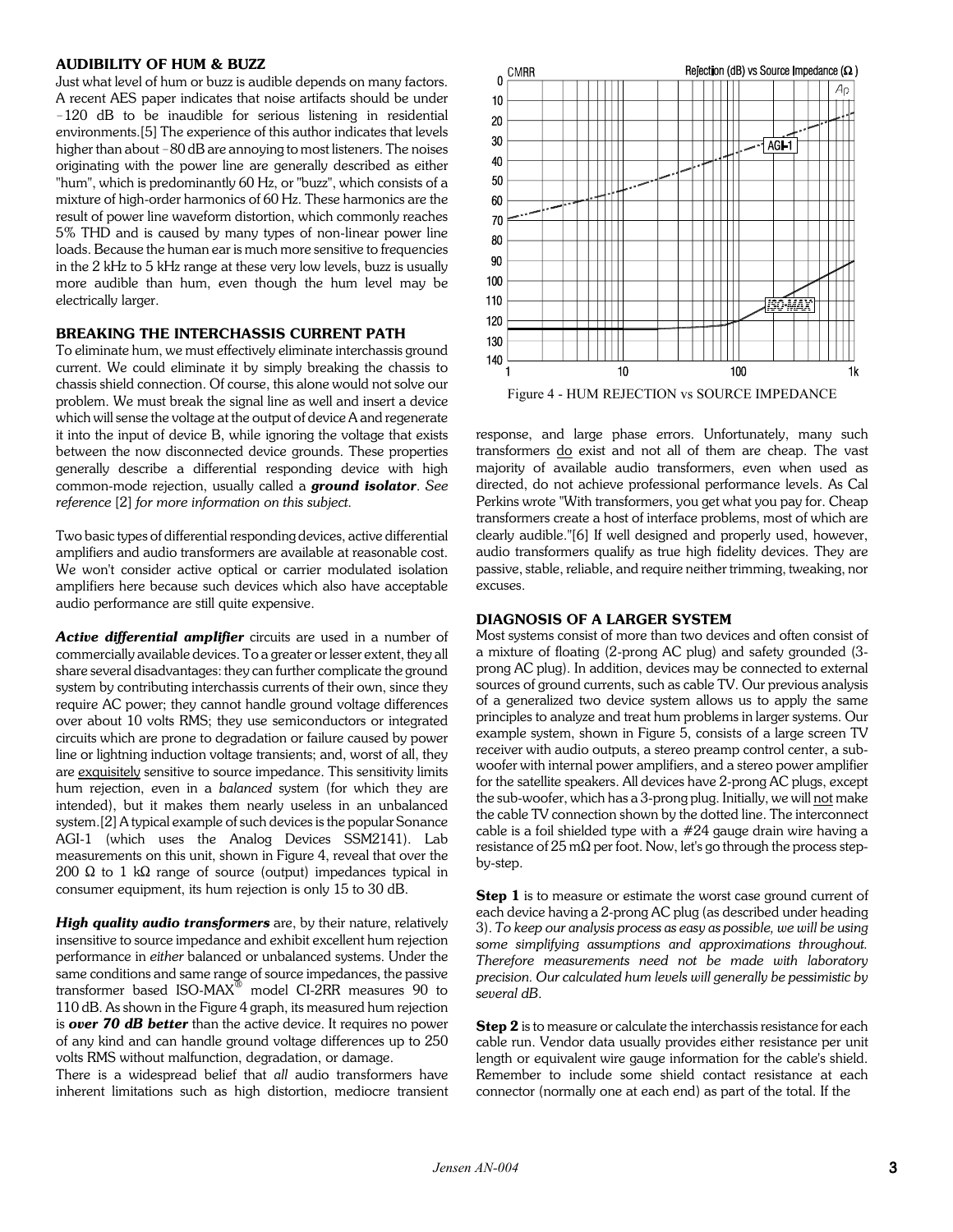### AUDIBILITY OF HUM & BUZZ

Just what level of hum or buzz is audible depends on many factors. A recent AES paper indicates that noise artifacts should be under −120 dB to be inaudible for serious listening in residential environments.[5] The experience of this author indicates that levels higher than about −80 dB are annoying to most listeners. The noises originating with the power line are generally described as either "hum", which is predominantly 60 Hz, or "buzz", which consists of a mixture of high-order harmonics of 60 Hz. These harmonics are the result of power line waveform distortion, which commonly reaches 5% THD and is caused by many types of non-linear power line loads. Because the human ear is much more sensitive to frequencies in the 2 kHz to 5 kHz range at these very low levels, buzz is usually more audible than hum, even though the hum level may be electrically larger.

### BREAKING THE INTERCHASSIS CURRENT PATH

To eliminate hum, we must effectively eliminate interchassis ground current. We could eliminate it by simply breaking the chassis to chassis shield connection. Of course, this alone would not solve our problem. We must break the signal line as well and insert a device which will sense the voltage at the output of device A and regenerate it into the input of device B, while ignoring the voltage that exists between the now disconnected device grounds. These properties generally describe a differential responding device with high common-mode rejection, usually called a ***ground isolator***. *See reference* [2] *for more information on this subject.*

Two basic types of differential responding devices, active differential amplifiers and audio transformers are available at reasonable cost. We won't consider active optical or carrier modulated isolation amplifiers here because such devices which also have acceptable audio performance are still quite expensive.

***Active differential amplifier*** circuits are used in a number of commercially available devices. To a greater or lesser extent, they all share several disadvantages: they can further complicate the ground system by contributing interchassis currents of their own, since they require AC power; they cannot handle ground voltage differences over about 10 volts RMS; they use semiconductors or integrated circuits which are prone to degradation or failure caused by power line or lightning induction voltage transients; and, worst of all, they are exquisitely sensitive to source impedance. This sensitivity limits hum rejection, even in a *balanced* system (for which they are intended), but it makes them nearly useless in an unbalanced system.[2] A typical example of such devices is the popular Sonance AGI-1 (which uses the Analog Devices SSM2141). Lab measurements on this unit, shown in Figure 4, reveal that over the 200 Ω to 1 kΩ range of source (output) impedances typical in consumer equipment, its hum rejection is only 15 to 30 dB.

***High quality audio transformers*** are, by their nature, relatively insensitive to source impedance and exhibit excellent hum rejection performance in *either* balanced or unbalanced systems. Under the same conditions and same range of source impedances, the passive transformer based ISO-MAX® model CI-2RR measures 90 to 110 dB. As shown in the Figure 4 graph, its measured hum rejection is ***over 70 dB better*** than the active device. It requires no power of any kind and can handle ground voltage differences up to 250 volts RMS without malfunction, degradation, or damage.

There is a widespread belief that *all* audio transformers have inherent limitations such as high distortion, mediocre transient

Figure 4 - HUM REJECTION vs SOURCE IMPEDANCE

response, and large phase errors. Unfortunately, many such transformers do exist and not all of them are cheap. The vast majority of available audio transformers, even when used as directed, do not achieve professional performance levels. As Cal Perkins wrote "With transformers, you get what you pay for. Cheap transformers create a host of interface problems, most of which are clearly audible."[6] If well designed and properly used, however, audio transformers qualify as true high fidelity devices. They are passive, stable, reliable, and require neither trimming, tweaking, nor excuses.

### DIAGNOSIS OF A LARGER SYSTEM

Most systems consist of more than two devices and often consist of a mixture of floating (2-prong AC plug) and safety grounded (3-prong AC plug). In addition, devices may be connected to external sources of ground currents, such as cable TV. Our previous analysis of a generalized two device system allows us to apply the same principles to analyze and treat hum problems in larger systems. Our example system, shown in Figure 5, consists of a large screen TV receiver with audio outputs, a stereo preamp control center, a sub-woofer with internal power amplifiers, and a stereo power amplifier for the satellite speakers. All devices have 2-prong AC plugs, except the sub-woofer, which has a 3-prong plug. Initially, we will not make the cable TV connection shown by the dotted line. The interconnect cable is a foil shielded type with a #24 gauge drain wire having a resistance of 25 mΩ per foot. Now, let's go through the process step-by-step.

**Step 1** is to measure or estimate the worst case ground current of each device having a 2-prong AC plug (as described under heading 3). *To keep our analysis process as easy as possible, we will be using some simplifying assumptions and approximations throughout. Therefore measurements need not be made with laboratory precision. Our calculated hum levels will generally be pessimistic by several dB.*

**Step 2** is to measure or calculate the interchassis resistance for each cable run. Vendor data usually provides either resistance per unit length or equivalent wire gauge information for the cable's shield. Remember to include some shield contact resistance at each connector (normally one at each end) as part of the total. If the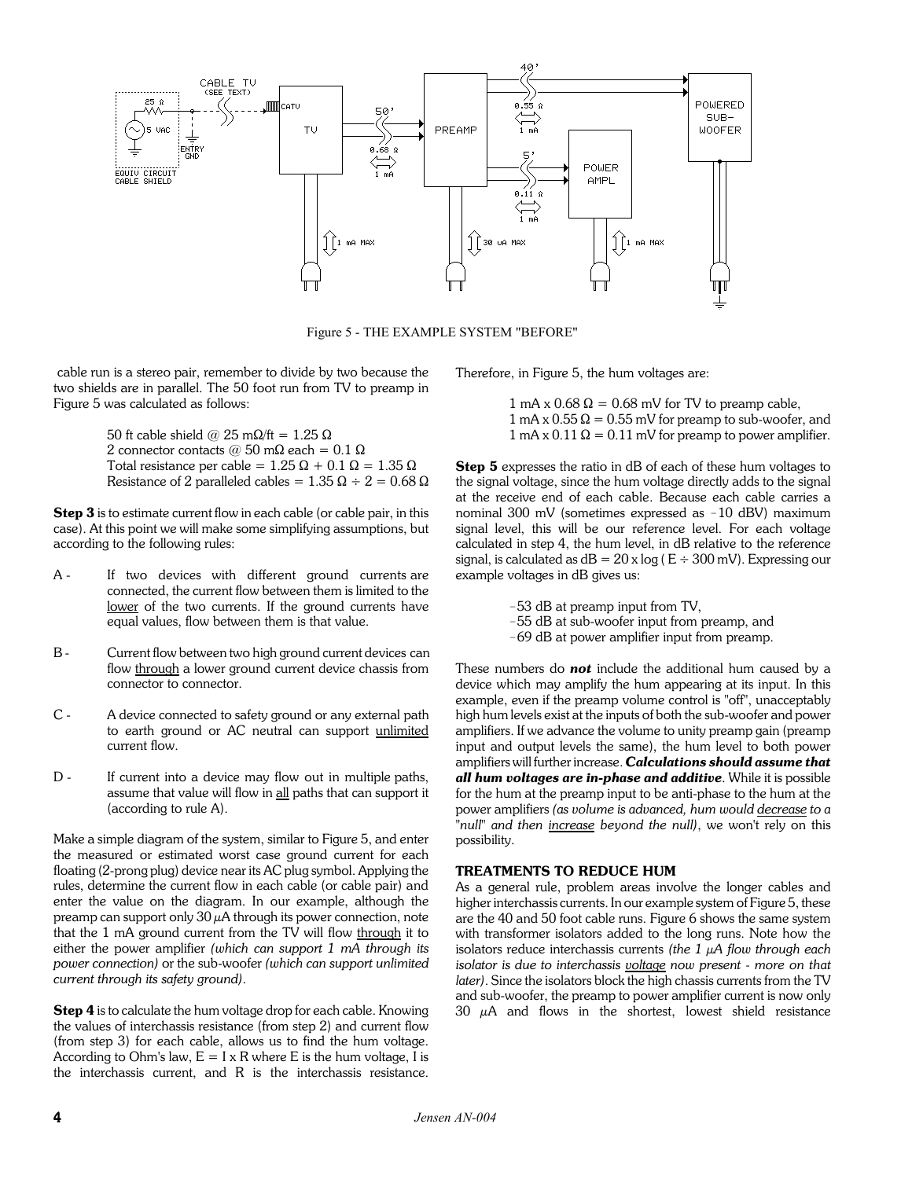Figure 5 - THE EXAMPLE SYSTEM "BEFORE"

cable run is a stereo pair, remember to divide by two because the two shields are in parallel. The 50 foot run from TV to preamp in Figure 5 was calculated as follows:

> 50 ft cable shield @ 25 mΩ/ft = 1.25 Ω
> 2 connector contacts @ 50 mΩ each = 0.1 Ω
> Total resistance per cable = 1.25 Ω + 0.1 Ω = 1.35 Ω
> Resistance of 2 paralleled cables = 1.35 Ω ÷ 2 = 0.68 Ω

**Step 3** is to estimate current flow in each cable (or cable pair, in this case). At this point we will make some simplifying assumptions, but according to the following rules:

- A - If two devices with different ground currents are connected, the current flow between them is limited to the lower of the two currents. If the ground currents have equal values, flow between them is that value.
- B - Current flow between two high ground current devices can flow through a lower ground current device chassis from connector to connector.
- C - A device connected to safety ground or any external path to earth ground or AC neutral can support unlimited current flow.
- D - If current into a device may flow out in multiple paths, assume that value will flow in all paths that can support it (according to rule A).

Make a simple diagram of the system, similar to Figure 5, and enter the measured or estimated worst case ground current for each floating (2-prong plug) device near its AC plug symbol. Applying the rules, determine the current flow in each cable (or cable pair) and enter the value on the diagram. In our example, although the preamp can support only 30 µA through its power connection, note that the 1 mA ground current from the TV will flow through it to either the power amplifier *(which can support 1 mA through its power connection)* or the sub-woofer *(which can support unlimited current through its safety ground)*.

**Step 4** is to calculate the hum voltage drop for each cable. Knowing the values of interchassis resistance (from step 2) and current flow (from step 3) for each cable, allows us to find the hum voltage. According to Ohm's law, E = I x R where E is the hum voltage, I is the interchassis current, and R is the interchassis resistance. Therefore, in Figure 5, the hum voltages are:

> 1 mA x 0.68 Ω = 0.68 mV for TV to preamp cable,
> 1 mA x 0.55 Ω = 0.55 mV for preamp to sub-woofer, and
> 1 mA x 0.11 Ω = 0.11 mV for preamp to power amplifier.

**Step 5** expresses the ratio in dB of each of these hum voltages to the signal voltage, since the hum voltage directly adds to the signal at the receive end of each cable. Because each cable carries a nominal 300 mV (sometimes expressed as –10 dBV) maximum signal level, this will be our reference level. For each voltage calculated in step 4, the hum level, in dB relative to the reference signal, is calculated as dB = 20 x log ( E ÷ 300 mV). Expressing our example voltages in dB gives us:

> –53 dB at preamp input from TV,
> –55 dB at sub-woofer input from preamp, and
> –69 dB at power amplifier input from preamp.

These numbers do ***not*** include the additional hum caused by a device which may amplify the hum appearing at its input. In this example, even if the preamp volume control is "off", unacceptably high hum levels exist at the inputs of both the sub-woofer and power amplifiers. If we advance the volume to unity preamp gain (preamp input and output levels the same), the hum level to both power amplifiers will further increase. ***Calculations should assume that all hum voltages are in-phase and additive***. While it is possible for the hum at the preamp input to be anti-phase to the hum at the power amplifiers *(as volume is advanced, hum would decrease to a "null" and then increase beyond the null)*, we won't rely on this possibility.

### TREATMENTS TO REDUCE HUM

As a general rule, problem areas involve the longer cables and higher interchassis currents. In our example system of Figure 5, these are the 40 and 50 foot cable runs. Figure 6 shows the same system with transformer isolators added to the long runs. Note how the isolators reduce interchassis currents *(the 1 µA flow through each isolator is due to interchassis voltage now present - more on that later)*. Since the isolators block the high chassis currents from the TV and sub-woofer, the preamp to power amplifier current is now only 30 µA and flows in the shortest, lowest shield resistance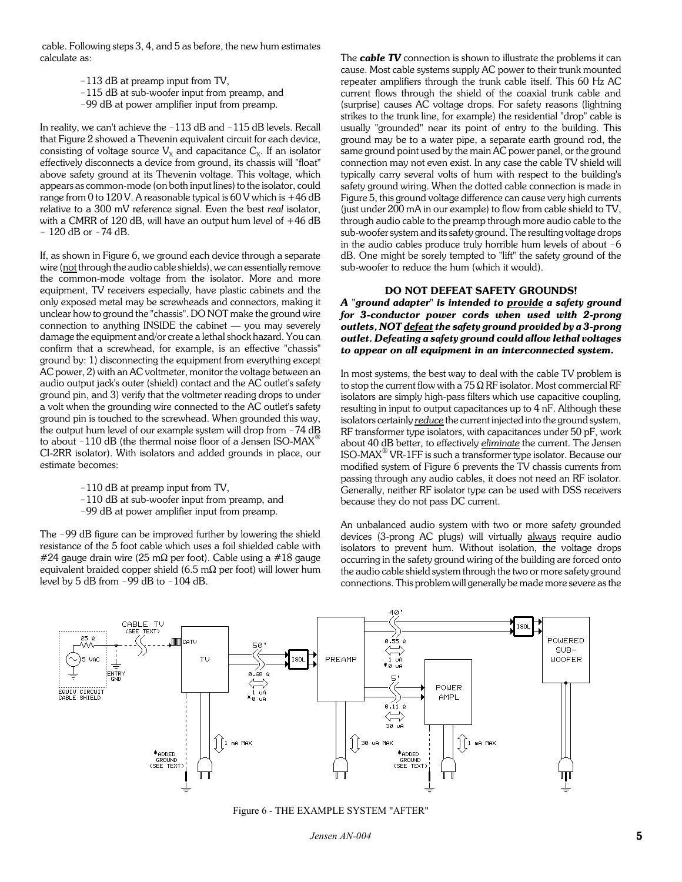cable. Following steps 3, 4, and 5 as before, the new hum estimates calculate as:

- –113 dB at preamp input from TV,
- –115 dB at sub-woofer input from preamp, and
- –99 dB at power amplifier input from preamp.

In reality, we can't achieve the –113 dB and –115 dB levels. Recall that Figure 2 showed a Thevenin equivalent circuit for each device, consisting of voltage source $V_X$ and capacitance $C_X$. If an isolator effectively disconnects a device from ground, its chassis will "float" above safety ground at its Thevenin voltage. This voltage, which appears as common-mode (on both input lines) to the isolator, could range from 0 to 120 V. A reasonable typical is 60 V which is +46 dB relative to a 300 mV reference signal. Even the best *real* isolator, with a CMRR of 120 dB, will have an output hum level of +46 dB – 120 dB or –74 dB.

If, as shown in Figure 6, we ground each device through a separate wire (not through the audio cable shields), we can essentially remove the common-mode voltage from the isolator. More and more equipment, TV receivers especially, have plastic cabinets and the only exposed metal may be screwheads and connectors, making it unclear how to ground the "chassis". DO NOT make the ground wire connection to anything INSIDE the cabinet — you may severely damage the equipment and/or create a lethal shock hazard. You can confirm that a screwhead, for example, is an effective "chassis" ground by: 1) disconnecting the equipment from everything except AC power, 2) with an AC voltmeter, monitor the voltage between an audio output jack's outer (shield) contact and the AC outlet's safety ground pin, and 3) verify that the voltmeter reading drops to under a volt when the grounding wire connected to the AC outlet's safety ground pin is touched to the screwhead. When grounded this way, the output hum level of our example system will drop from –74 dB to about –110 dB (the thermal noise floor of a Jensen ISO-MAX® CI-2RR isolator). With isolators and added grounds in place, our estimate becomes:

- –110 dB at preamp input from TV,
- –110 dB at sub-woofer input from preamp, and
- –99 dB at power amplifier input from preamp.

The –99 dB figure can be improved further by lowering the shield resistance of the 5 foot cable which uses a foil shielded cable with #24 gauge drain wire (25 mΩ per foot). Cable using a #18 gauge equivalent braided copper shield (6.5 mΩ per foot) will lower hum level by 5 dB from –99 dB to –104 dB.

The ***cable TV*** connection is shown to illustrate the problems it can cause. Most cable systems supply AC power to their trunk mounted repeater amplifiers through the trunk cable itself. This 60 Hz AC current flows through the shield of the coaxial trunk cable and (surprise) causes AC voltage drops. For safety reasons (lightning strikes to the trunk line, for example) the residential "drop" cable is usually "grounded" near its point of entry to the building. This ground may be to a water pipe, a separate earth ground rod, the same ground point used by the main AC power panel, or the ground connection may not even exist. In any case the cable TV shield will typically carry several volts of hum with respect to the building's safety ground wiring. When the dotted cable connection is made in Figure 5, this ground voltage difference can cause very high currents (just under 200 mA in our example) to flow from cable shield to TV, through audio cable to the preamp through more audio cable to the sub-woofer system and its safety ground. The resulting voltage drops in the audio cables produce truly horrible hum levels of about –6 dB. One might be sorely tempted to "lift" the safety ground of the sub-woofer to reduce the hum (which it would).

**DO NOT DEFEAT SAFETY GROUNDS!**

***A "ground adapter" is intended to provide a safety ground for 3-conductor power cords when used with 2-prong outlets, NOT defeat the safety ground provided by a 3-prong outlet. Defeating a safety ground could allow lethal voltages to appear on all equipment in an interconnected system.***

In most systems, the best way to deal with the cable TV problem is to stop the current flow with a 75 Ω RF isolator. Most commercial RF isolators are simply high-pass filters which use capacitive coupling, resulting in input to output capacitances up to 4 nF. Although these isolators certainly *reduce* the current injected into the ground system, RF transformer type isolators, with capacitances under 50 pF, work about 40 dB better, to effectively *eliminate* the current. The Jensen ISO-MAX® VR-1FF is such a transformer type isolator. Because our modified system of Figure 6 prevents the TV chassis currents from passing through any audio cables, it does not need an RF isolator. Generally, neither RF isolator type can be used with DSS receivers because they do not pass DC current.

An unbalanced audio system with two or more safety grounded devices (3-prong AC plugs) will virtually always require audio isolators to prevent hum. Without isolation, the voltage drops occurring in the safety ground wiring of the building are forced onto the audio cable shield system through the two or more safety ground connections. This problem will generally be made more severe as the

Figure 6 - THE EXAMPLE SYSTEM "AFTER"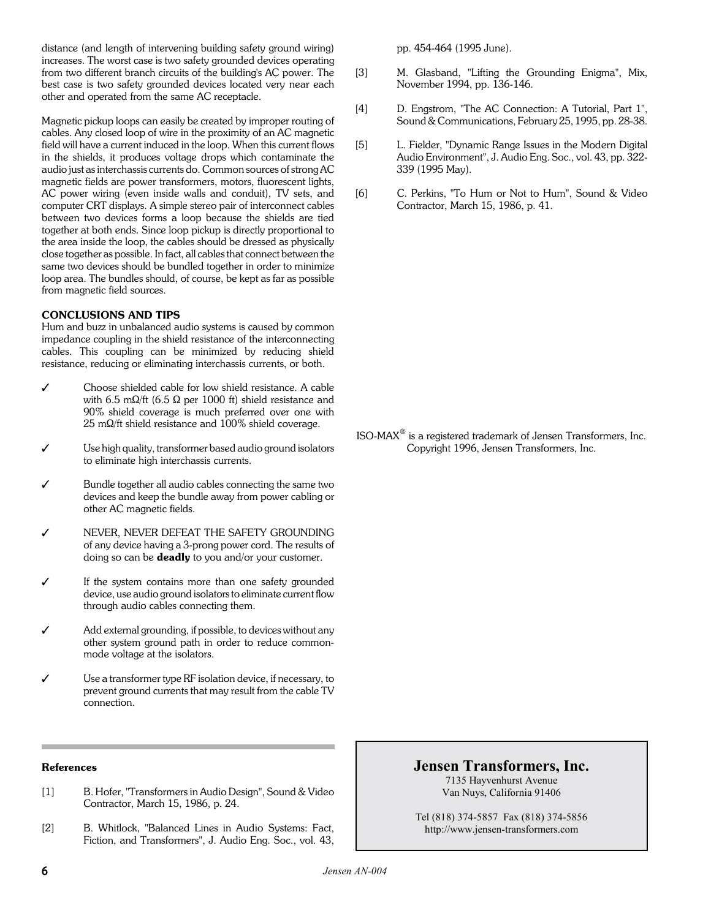distance (and length of intervening building safety ground wiring) increases. The worst case is two safety grounded devices operating from two different branch circuits of the building's AC power. The best case is two safety grounded devices located very near each other and operated from the same AC receptacle.

Magnetic pickup loops can easily be created by improper routing of cables. Any closed loop of wire in the proximity of an AC magnetic field will have a current induced in the loop. When this current flows in the shields, it produces voltage drops which contaminate the audio just as interchassis currents do. Common sources of strong AC magnetic fields are power transformers, motors, fluorescent lights, AC power wiring (even inside walls and conduit), TV sets, and computer CRT displays. A simple stereo pair of interconnect cables between two devices forms a loop because the shields are tied together at both ends. Since loop pickup is directly proportional to the area inside the loop, the cables should be dressed as physically close together as possible. In fact, all cables that connect between the same two devices should be bundled together in order to minimize loop area. The bundles should, of course, be kept as far as possible from magnetic field sources.

## CONCLUSIONS AND TIPS

Hum and buzz in unbalanced audio systems is caused by common impedance coupling in the shield resistance of the interconnecting cables. This coupling can be minimized by reducing shield resistance, reducing or eliminating interchassis currents, or both.

✓ Choose shielded cable for low shield resistance. A cable with 6.5 mΩ/ft (6.5 Ω per 1000 ft) shield resistance and 90% shield coverage is much preferred over one with 25 mΩ/ft shield resistance and 100% shield coverage.

✓ Use high quality, transformer based audio ground isolators to eliminate high interchassis currents.

✓ Bundle together all audio cables connecting the same two devices and keep the bundle away from power cabling or other AC magnetic fields.

✓ NEVER, NEVER DEFEAT THE SAFETY GROUNDING of any device having a 3-prong power cord. The results of doing so can be **deadly** to you and/or your customer.

✓ If the system contains more than one safety grounded device, use audio ground isolators to eliminate current flow through audio cables connecting them.

✓ Add external grounding, if possible, to devices without any other system ground path in order to reduce common-mode voltage at the isolators.

✓ Use a transformer type RF isolation device, if necessary, to prevent ground currents that may result from the cable TV connection.

### References

[1] B. Hofer, "Transformers in Audio Design", Sound & Video Contractor, March 15, 1986, p. 24.

[2] B. Whitlock, "Balanced Lines in Audio Systems: Fact, Fiction, and Transformers", J. Audio Eng. Soc., vol. 43, pp. 454-464 (1995 June).

[3] M. Glasband, "Lifting the Grounding Enigma", Mix, November 1994, pp. 136-146.

[4] D. Engstrom, "The AC Connection: A Tutorial, Part 1", Sound & Communications, February 25, 1995, pp. 28-38.

[5] L. Fielder, "Dynamic Range Issues in the Modern Digital Audio Environment", J. Audio Eng. Soc., vol. 43, pp. 322-339 (1995 May).

[6] C. Perkins, "To Hum or Not to Hum", Sound & Video Contractor, March 15, 1986, p. 41.

ISO-MAX® is a registered trademark of Jensen Transformers, Inc.
Copyright 1996, Jensen Transformers, Inc.

**Jensen Transformers, Inc.**
7135 Hayvenhurst Avenue
Van Nuys, California 91406

Tel (818) 374-5857 Fax (818) 374-5856
http://www.jensen-transformers.com